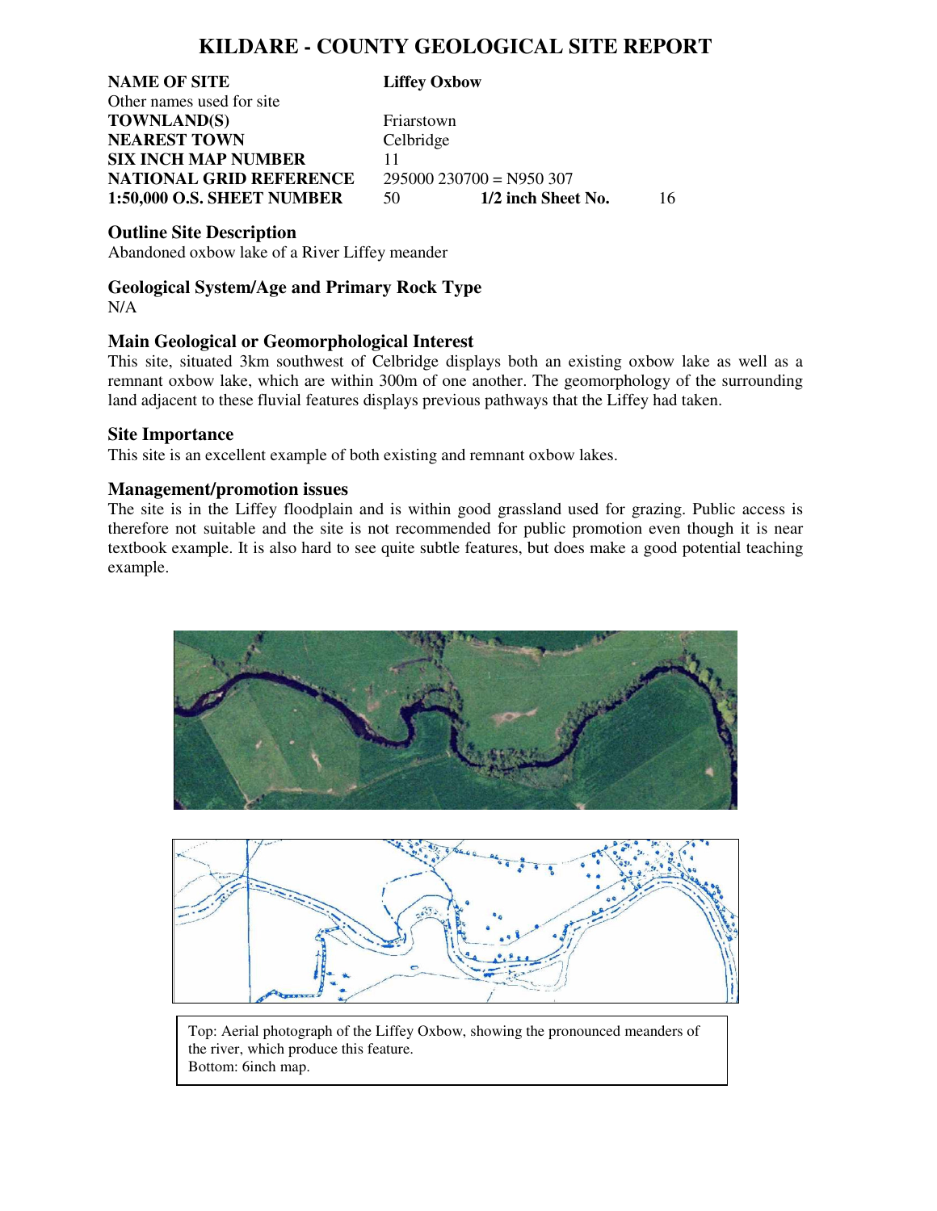# KILDARE - COUNTY GEOLOGICAL SITE REPORT

| | | | |
|---|---|---|---|
| **NAME OF SITE** | **Liffey Oxbow** | | |
| Other names used for site | | | |
| **TOWNLAND(S)** | Friarstown | | |
| **NEAREST TOWN** | Celbridge | | |
| **SIX INCH MAP NUMBER** | 11 | | |
| **NATIONAL GRID REFERENCE** | 295000 230700 = N950 307 | | |
| **1:50,000 O.S. SHEET NUMBER** | 50 | **1/2 inch Sheet No.** | 16 |

## Outline Site Description

Abandoned oxbow lake of a River Liffey meander

## Geological System/Age and Primary Rock Type

N/A

## Main Geological or Geomorphological Interest

This site, situated 3km southwest of Celbridge displays both an existing oxbow lake as well as a remnant oxbow lake, which are within 300m of one another. The geomorphology of the surrounding land adjacent to these fluvial features displays previous pathways that the Liffey had taken.

## Site Importance

This site is an excellent example of both existing and remnant oxbow lakes.

## Management/promotion issues

The site is in the Liffey floodplain and is within good grassland used for grazing. Public access is therefore not suitable and the site is not recommended for public promotion even though it is near textbook example. It is also hard to see quite subtle features, but does make a good potential teaching example.

Top: Aerial photograph of the Liffey Oxbow, showing the pronounced meanders of the river, which produce this feature.
Bottom: 6inch map.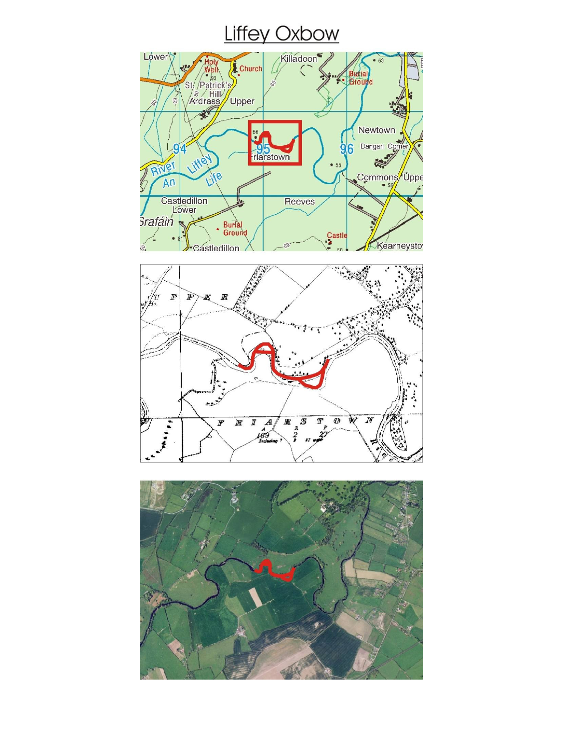# Liffey Oxbow

Lower
Holy Well
Church
Killadoon
Burial Ground
53
93
St. Patrick's Hill
Ardrass
Upper
60
56
94
95
96
Friarstown
Newtown
Dangan Corner
River Liffey
An Life
55
Commons
Upper
56
Castledillon Lower
Reeves
Srafáin
Burial Ground
61
Castle
Castledillon
60
56
Kearneystown

U P P E R
F R I A R S T O W N
A R P
169 2 27
Including 7 17 water